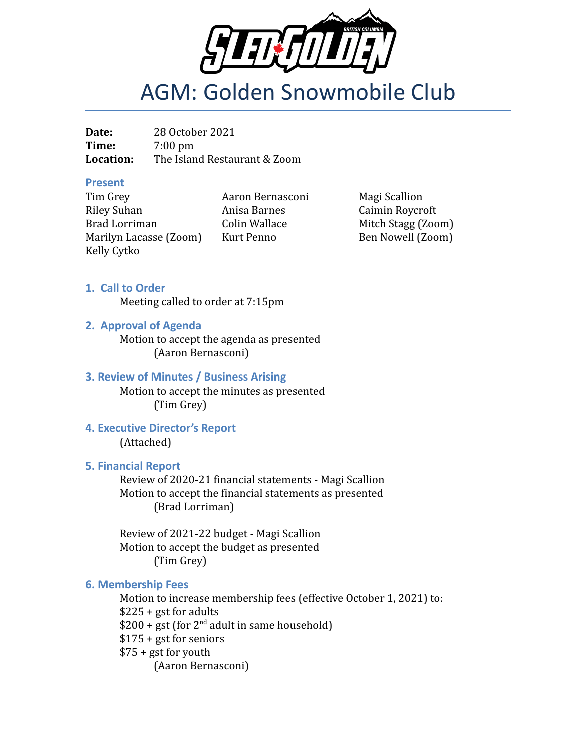# AGM: Golden Snowmobile Club

**Date:** 28 October 2021
**Time:** 7:00 pm
**Location:** The Island Restaurant & Zoom

### Present

Tim Grey
Riley Suhan
Brad Lorriman
Marilyn Lacasse (Zoom)
Kelly Cytko
Aaron Bernasconi
Anisa Barnes
Colin Wallace
Kurt Penno
Magi Scallion
Caimin Roycroft
Mitch Stagg (Zoom)
Ben Nowell (Zoom)

### 1. Call to Order

Meeting called to order at 7:15pm

### 2. Approval of Agenda

Motion to accept the agenda as presented
(Aaron Bernasconi)

### 3. Review of Minutes / Business Arising

Motion to accept the minutes as presented
(Tim Grey)

### 4. Executive Director's Report

(Attached)

### 5. Financial Report

Review of 2020-21 financial statements - Magi Scallion
Motion to accept the financial statements as presented
(Brad Lorriman)

Review of 2021-22 budget - Magi Scallion
Motion to accept the budget as presented
(Tim Grey)

### 6. Membership Fees

Motion to increase membership fees (effective October 1, 2021) to:
$225 + gst for adults
$200 + gst (for 2nd adult in same household)
$175 + gst for seniors
$75 + gst for youth
(Aaron Bernasconi)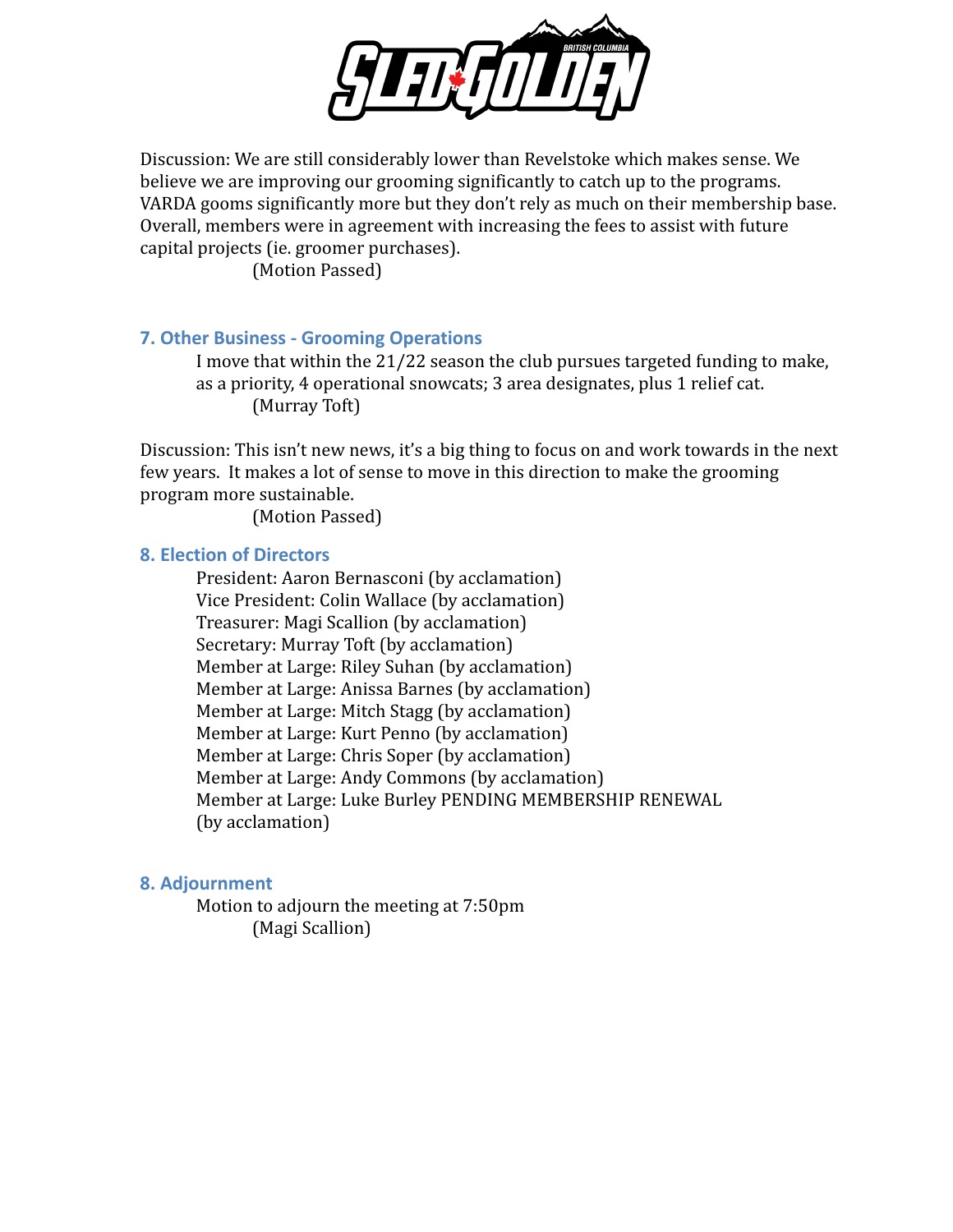Discussion: We are still considerably lower than Revelstoke which makes sense. We believe we are improving our grooming significantly to catch up to the programs. VARDA gooms significantly more but they don't rely as much on their membership base. Overall, members were in agreement with increasing the fees to assist with future capital projects (ie. groomer purchases).

(Motion Passed)

## 7. Other Business - Grooming Operations

I move that within the 21/22 season the club pursues targeted funding to make, as a priority, 4 operational snowcats; 3 area designates, plus 1 relief cat.

(Murray Toft)

Discussion: This isn't new news, it's a big thing to focus on and work towards in the next few years. It makes a lot of sense to move in this direction to make the grooming program more sustainable.

(Motion Passed)

## 8. Election of Directors

President: Aaron Bernasconi (by acclamation)
Vice President: Colin Wallace (by acclamation)
Treasurer: Magi Scallion (by acclamation)
Secretary: Murray Toft (by acclamation)
Member at Large: Riley Suhan (by acclamation)
Member at Large: Anissa Barnes (by acclamation)
Member at Large: Mitch Stagg (by acclamation)
Member at Large: Kurt Penno (by acclamation)
Member at Large: Chris Soper (by acclamation)
Member at Large: Andy Commons (by acclamation)
Member at Large: Luke Burley PENDING MEMBERSHIP RENEWAL (by acclamation)

## 8. Adjournment

Motion to adjourn the meeting at 7:50pm

(Magi Scallion)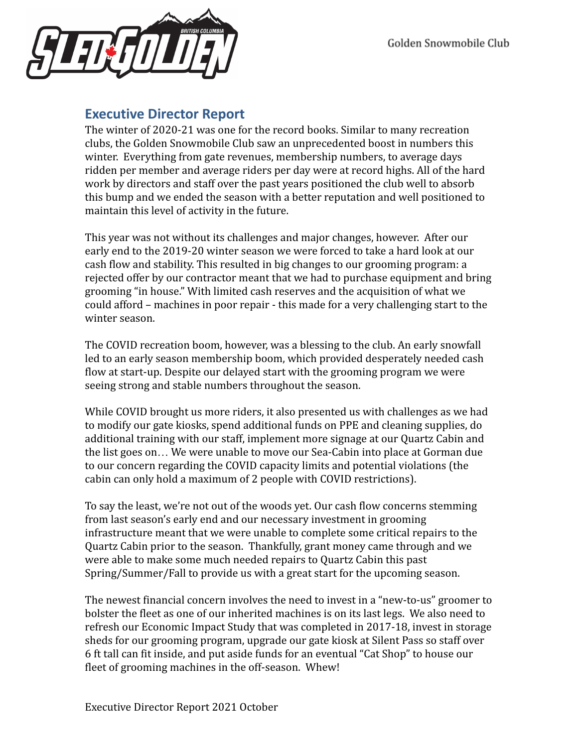## Executive Director Report

The winter of 2020-21 was one for the record books. Similar to many recreation clubs, the Golden Snowmobile Club saw an unprecedented boost in numbers this winter. Everything from gate revenues, membership numbers, to average days ridden per member and average riders per day were at record highs. All of the hard work by directors and staff over the past years positioned the club well to absorb this bump and we ended the season with a better reputation and well positioned to maintain this level of activity in the future.

This year was not without its challenges and major changes, however. After our early end to the 2019-20 winter season we were forced to take a hard look at our cash flow and stability. This resulted in big changes to our grooming program: a rejected offer by our contractor meant that we had to purchase equipment and bring grooming "in house." With limited cash reserves and the acquisition of what we could afford – machines in poor repair - this made for a very challenging start to the winter season.

The COVID recreation boom, however, was a blessing to the club. An early snowfall led to an early season membership boom, which provided desperately needed cash flow at start-up. Despite our delayed start with the grooming program we were seeing strong and stable numbers throughout the season.

While COVID brought us more riders, it also presented us with challenges as we had to modify our gate kiosks, spend additional funds on PPE and cleaning supplies, do additional training with our staff, implement more signage at our Quartz Cabin and the list goes on… We were unable to move our Sea-Cabin into place at Gorman due to our concern regarding the COVID capacity limits and potential violations (the cabin can only hold a maximum of 2 people with COVID restrictions).

To say the least, we're not out of the woods yet. Our cash flow concerns stemming from last season's early end and our necessary investment in grooming infrastructure meant that we were unable to complete some critical repairs to the Quartz Cabin prior to the season. Thankfully, grant money came through and we were able to make some much needed repairs to Quartz Cabin this past Spring/Summer/Fall to provide us with a great start for the upcoming season.

The newest financial concern involves the need to invest in a "new-to-us" groomer to bolster the fleet as one of our inherited machines is on its last legs. We also need to refresh our Economic Impact Study that was completed in 2017-18, invest in storage sheds for our grooming program, upgrade our gate kiosk at Silent Pass so staff over 6 ft tall can fit inside, and put aside funds for an eventual "Cat Shop" to house our fleet of grooming machines in the off-season. Whew!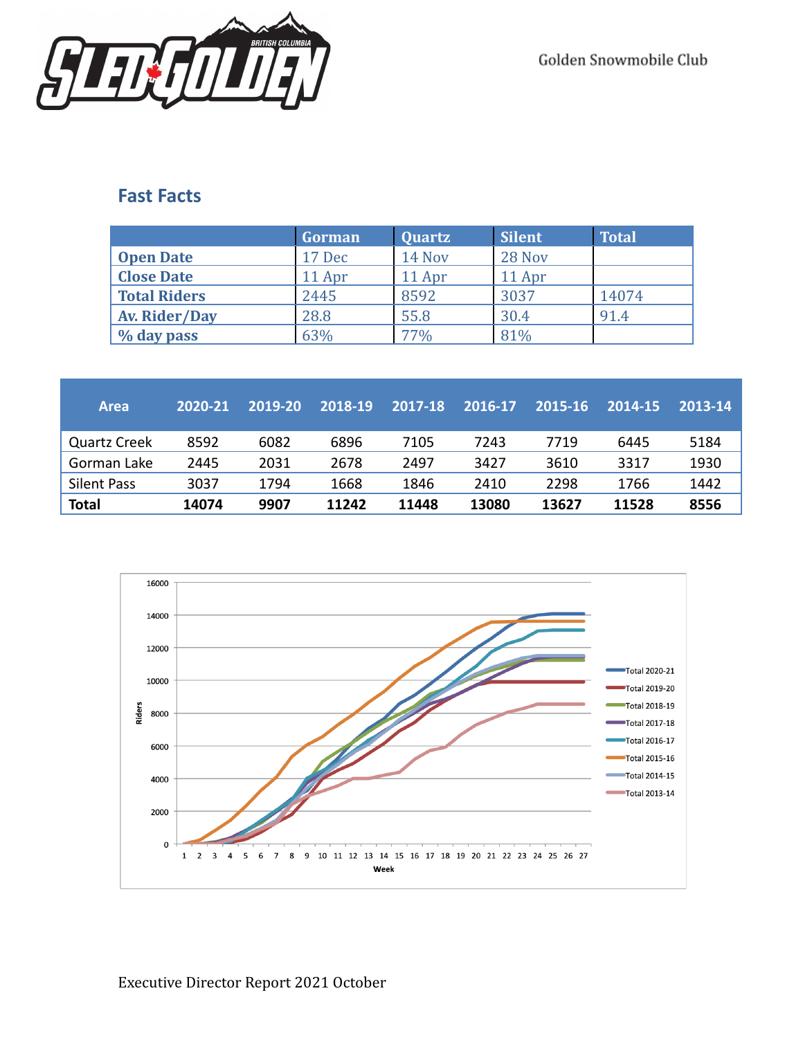Golden Snowmobile Club

## Fast Facts

| | Gorman | Quartz | Silent | Total |
|---|---|---|---|---|
| **Open Date** | 17 Dec | 14 Nov | 28 Nov | |
| **Close Date** | 11 Apr | 11 Apr | 11 Apr | |
| **Total Riders** | 2445 | 8592 | 3037 | 14074 |
| **Av. Rider/Day** | 28.8 | 55.8 | 30.4 | 91.4 |
| **% day pass** | 63% | 77% | 81% | |

| Area | 2020-21 | 2019-20 | 2018-19 | 2017-18 | 2016-17 | 2015-16 | 2014-15 | 2013-14 |
|---|---|---|---|---|---|---|---|---|
| Quartz Creek | 8592 | 6082 | 6896 | 7105 | 7243 | 7719 | 6445 | 5184 |
| Gorman Lake | 2445 | 2031 | 2678 | 2497 | 3427 | 3610 | 3317 | 1930 |
| Silent Pass | 3037 | 1794 | 1668 | 1846 | 2410 | 2298 | 1766 | 1442 |
| **Total** | **14074** | **9907** | **11242** | **11448** | **13080** | **13627** | **11528** | **8556** |

Executive Director Report 2021 October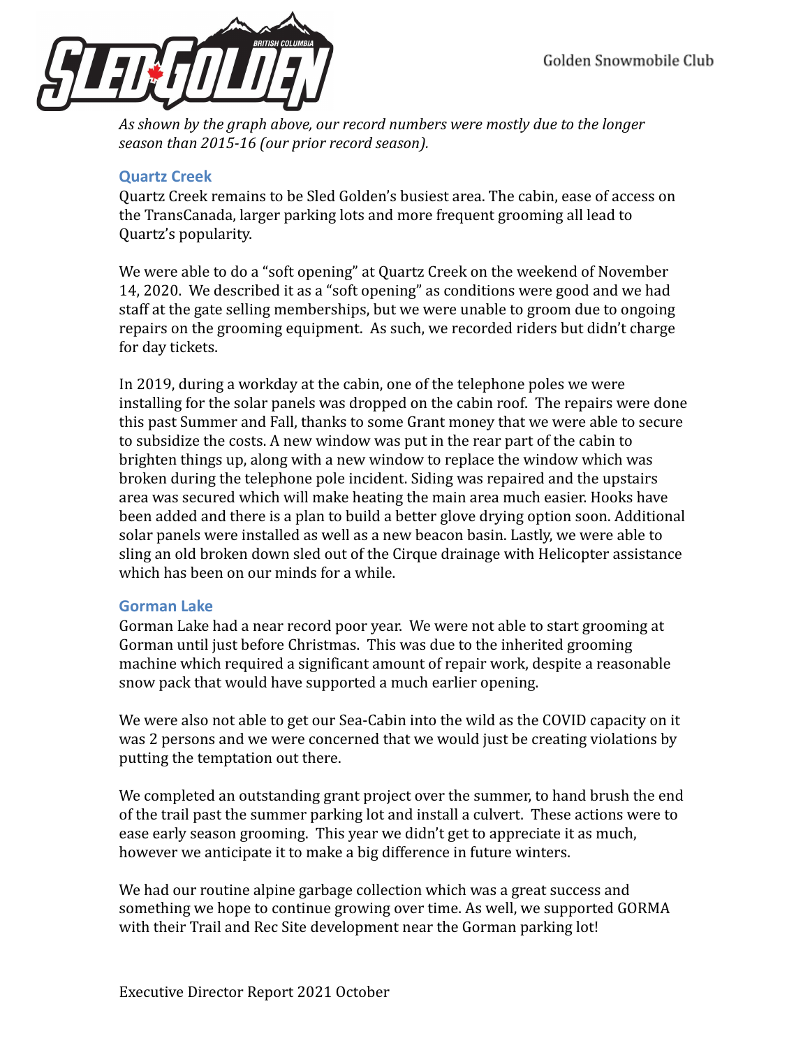*As shown by the graph above, our record numbers were mostly due to the longer season than 2015-16 (our prior record season).*

### Quartz Creek

Quartz Creek remains to be Sled Golden's busiest area. The cabin, ease of access on the TransCanada, larger parking lots and more frequent grooming all lead to Quartz's popularity.

We were able to do a "soft opening" at Quartz Creek on the weekend of November 14, 2020. We described it as a "soft opening" as conditions were good and we had staff at the gate selling memberships, but we were unable to groom due to ongoing repairs on the grooming equipment. As such, we recorded riders but didn't charge for day tickets.

In 2019, during a workday at the cabin, one of the telephone poles we were installing for the solar panels was dropped on the cabin roof. The repairs were done this past Summer and Fall, thanks to some Grant money that we were able to secure to subsidize the costs. A new window was put in the rear part of the cabin to brighten things up, along with a new window to replace the window which was broken during the telephone pole incident. Siding was repaired and the upstairs area was secured which will make heating the main area much easier. Hooks have been added and there is a plan to build a better glove drying option soon. Additional solar panels were installed as well as a new beacon basin. Lastly, we were able to sling an old broken down sled out of the Cirque drainage with Helicopter assistance which has been on our minds for a while.

### Gorman Lake

Gorman Lake had a near record poor year. We were not able to start grooming at Gorman until just before Christmas. This was due to the inherited grooming machine which required a significant amount of repair work, despite a reasonable snow pack that would have supported a much earlier opening.

We were also not able to get our Sea-Cabin into the wild as the COVID capacity on it was 2 persons and we were concerned that we would just be creating violations by putting the temptation out there.

We completed an outstanding grant project over the summer, to hand brush the end of the trail past the summer parking lot and install a culvert. These actions were to ease early season grooming. This year we didn't get to appreciate it as much, however we anticipate it to make a big difference in future winters.

We had our routine alpine garbage collection which was a great success and something we hope to continue growing over time. As well, we supported GORMA with their Trail and Rec Site development near the Gorman parking lot!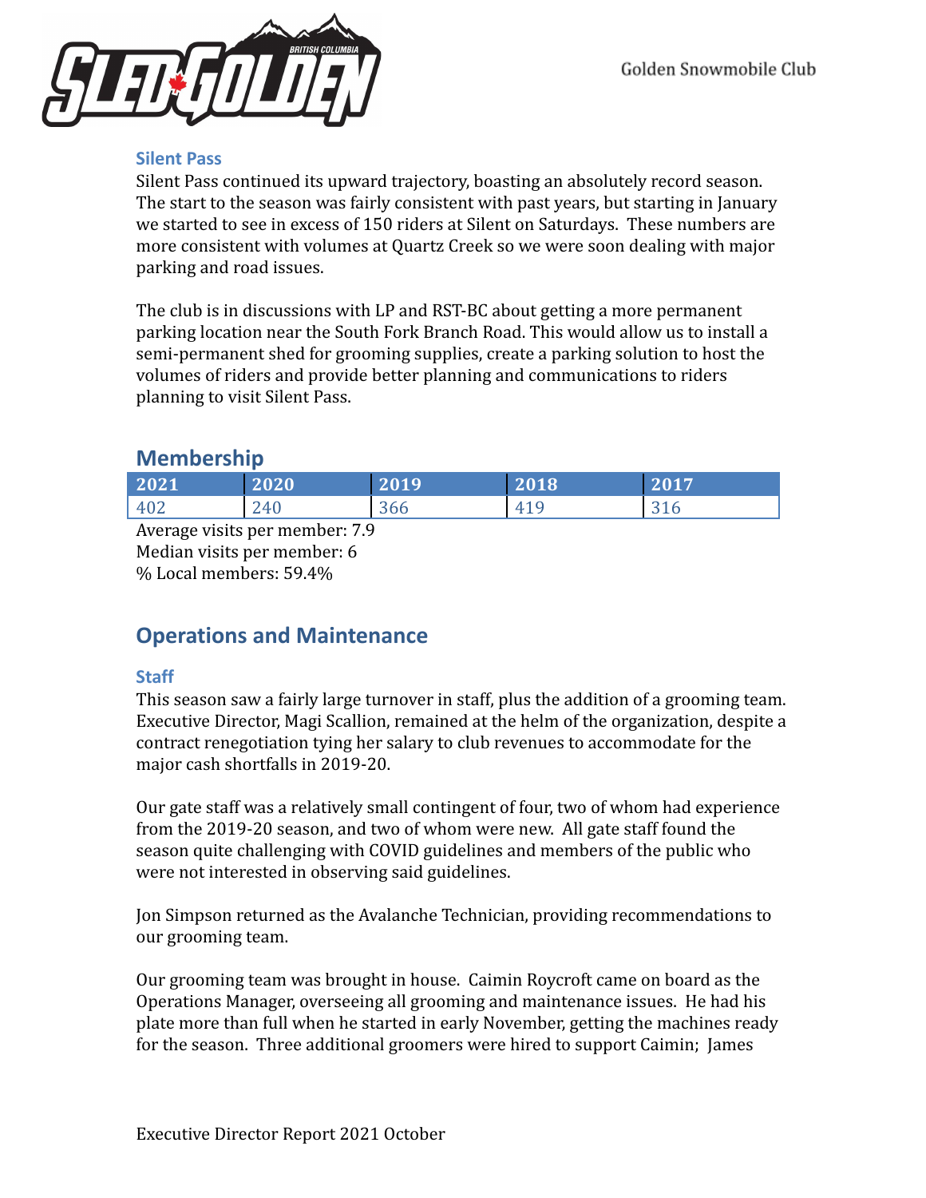### Silent Pass

Silent Pass continued its upward trajectory, boasting an absolutely record season. The start to the season was fairly consistent with past years, but starting in January we started to see in excess of 150 riders at Silent on Saturdays. These numbers are more consistent with volumes at Quartz Creek so we were soon dealing with major parking and road issues.

The club is in discussions with LP and RST-BC about getting a more permanent parking location near the South Fork Branch Road. This would allow us to install a semi-permanent shed for grooming supplies, create a parking solution to host the volumes of riders and provide better planning and communications to riders planning to visit Silent Pass.

## Membership

| 2021 | 2020 | 2019 | 2018 | 2017 |
|---|---|---|---|---|
| 402 | 240 | 366 | 419 | 316 |

Average visits per member: 7.9
Median visits per member: 6
% Local members: 59.4%

## Operations and Maintenance

### Staff

This season saw a fairly large turnover in staff, plus the addition of a grooming team. Executive Director, Magi Scallion, remained at the helm of the organization, despite a contract renegotiation tying her salary to club revenues to accommodate for the major cash shortfalls in 2019-20.

Our gate staff was a relatively small contingent of four, two of whom had experience from the 2019-20 season, and two of whom were new. All gate staff found the season quite challenging with COVID guidelines and members of the public who were not interested in observing said guidelines.

Jon Simpson returned as the Avalanche Technician, providing recommendations to our grooming team.

Our grooming team was brought in house. Caimin Roycroft came on board as the Operations Manager, overseeing all grooming and maintenance issues. He had his plate more than full when he started in early November, getting the machines ready for the season. Three additional groomers were hired to support Caimin; James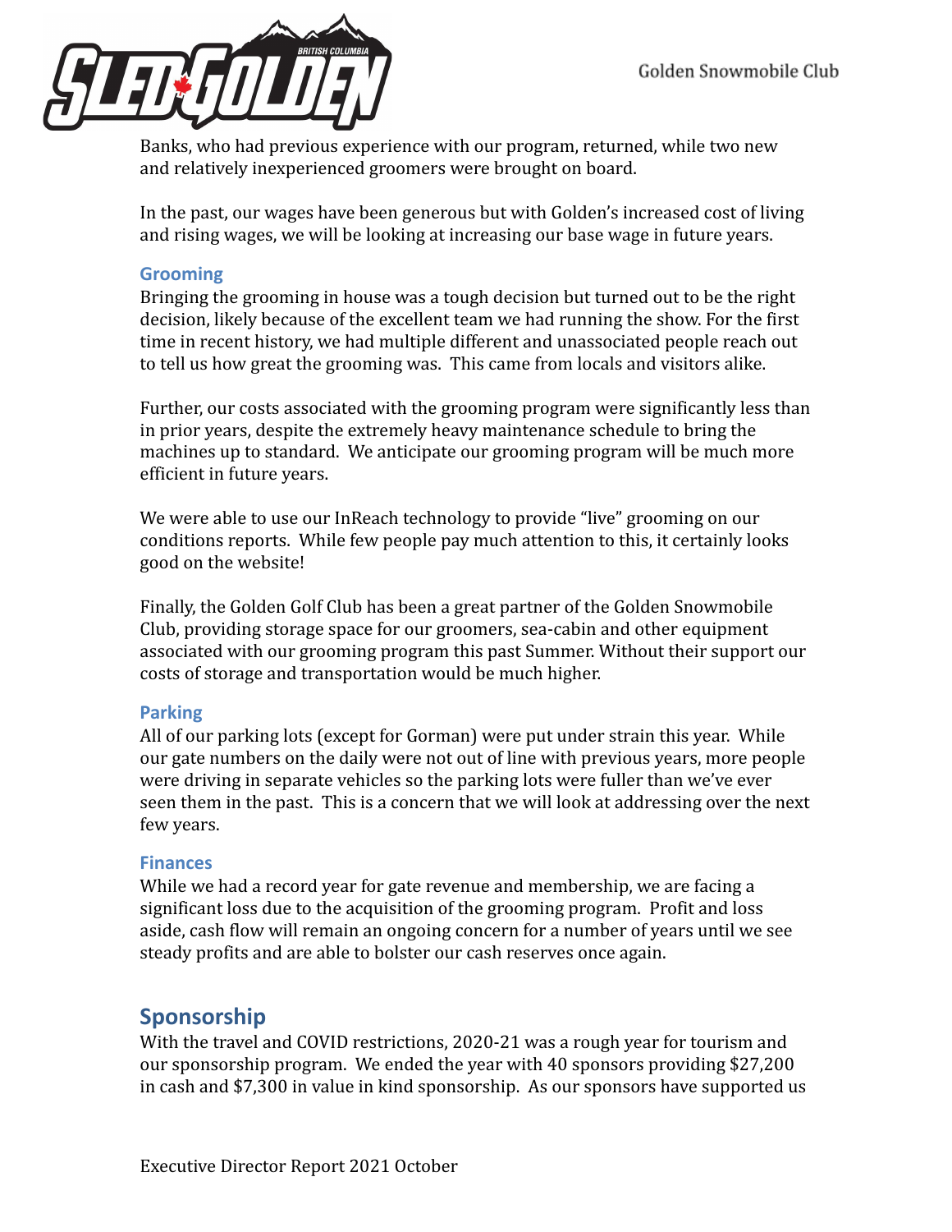Banks, who had previous experience with our program, returned, while two new and relatively inexperienced groomers were brought on board.

In the past, our wages have been generous but with Golden's increased cost of living and rising wages, we will be looking at increasing our base wage in future years.

### Grooming

Bringing the grooming in house was a tough decision but turned out to be the right decision, likely because of the excellent team we had running the show. For the first time in recent history, we had multiple different and unassociated people reach out to tell us how great the grooming was. This came from locals and visitors alike.

Further, our costs associated with the grooming program were significantly less than in prior years, despite the extremely heavy maintenance schedule to bring the machines up to standard. We anticipate our grooming program will be much more efficient in future years.

We were able to use our InReach technology to provide "live" grooming on our conditions reports. While few people pay much attention to this, it certainly looks good on the website!

Finally, the Golden Golf Club has been a great partner of the Golden Snowmobile Club, providing storage space for our groomers, sea-cabin and other equipment associated with our grooming program this past Summer. Without their support our costs of storage and transportation would be much higher.

### Parking

All of our parking lots (except for Gorman) were put under strain this year. While our gate numbers on the daily were not out of line with previous years, more people were driving in separate vehicles so the parking lots were fuller than we've ever seen them in the past. This is a concern that we will look at addressing over the next few years.

### Finances

While we had a record year for gate revenue and membership, we are facing a significant loss due to the acquisition of the grooming program. Profit and loss aside, cash flow will remain an ongoing concern for a number of years until we see steady profits and are able to bolster our cash reserves once again.

## Sponsorship

With the travel and COVID restrictions, 2020-21 was a rough year for tourism and our sponsorship program. We ended the year with 40 sponsors providing $27,200 in cash and $7,300 in value in kind sponsorship. As our sponsors have supported us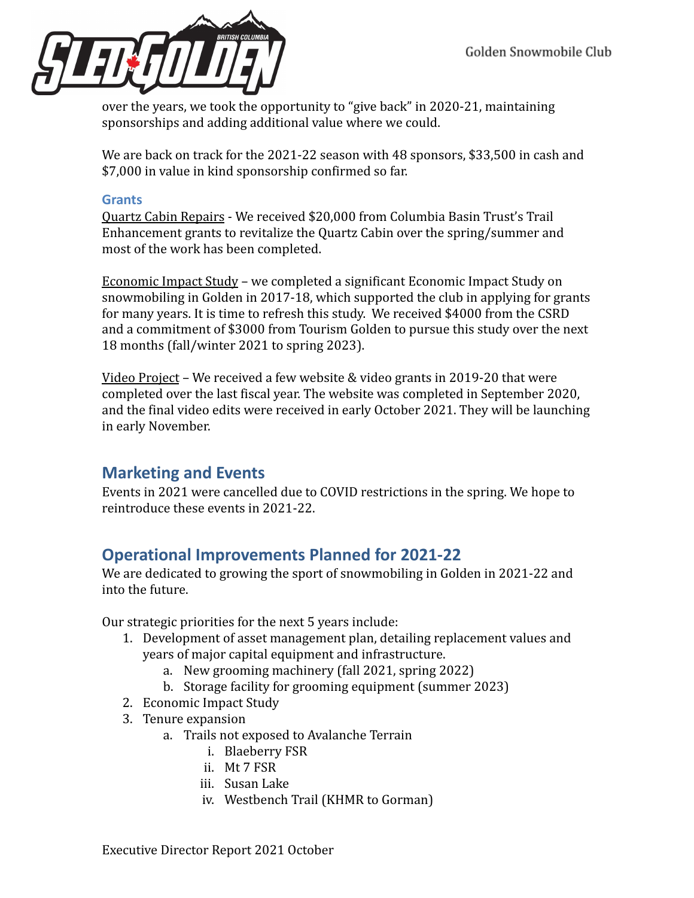over the years, we took the opportunity to "give back" in 2020-21, maintaining sponsorships and adding additional value where we could.

We are back on track for the 2021-22 season with 48 sponsors, $33,500 in cash and $7,000 in value in kind sponsorship confirmed so far.

### Grants

Quartz Cabin Repairs - We received $20,000 from Columbia Basin Trust's Trail Enhancement grants to revitalize the Quartz Cabin over the spring/summer and most of the work has been completed.

Economic Impact Study – we completed a significant Economic Impact Study on snowmobiling in Golden in 2017-18, which supported the club in applying for grants for many years. It is time to refresh this study. We received $4000 from the CSRD and a commitment of $3000 from Tourism Golden to pursue this study over the next 18 months (fall/winter 2021 to spring 2023).

Video Project – We received a few website & video grants in 2019-20 that were completed over the last fiscal year. The website was completed in September 2020, and the final video edits were received in early October 2021. They will be launching in early November.

## Marketing and Events

Events in 2021 were cancelled due to COVID restrictions in the spring. We hope to reintroduce these events in 2021-22.

## Operational Improvements Planned for 2021-22

We are dedicated to growing the sport of snowmobiling in Golden in 2021-22 and into the future.

Our strategic priorities for the next 5 years include:

1. Development of asset management plan, detailing replacement values and years of major capital equipment and infrastructure.
   a. New grooming machinery (fall 2021, spring 2022)
   b. Storage facility for grooming equipment (summer 2023)
2. Economic Impact Study
3. Tenure expansion
   a. Trails not exposed to Avalanche Terrain
      i. Blaeberry FSR
      ii. Mt 7 FSR
      iii. Susan Lake
      iv. Westbench Trail (KHMR to Gorman)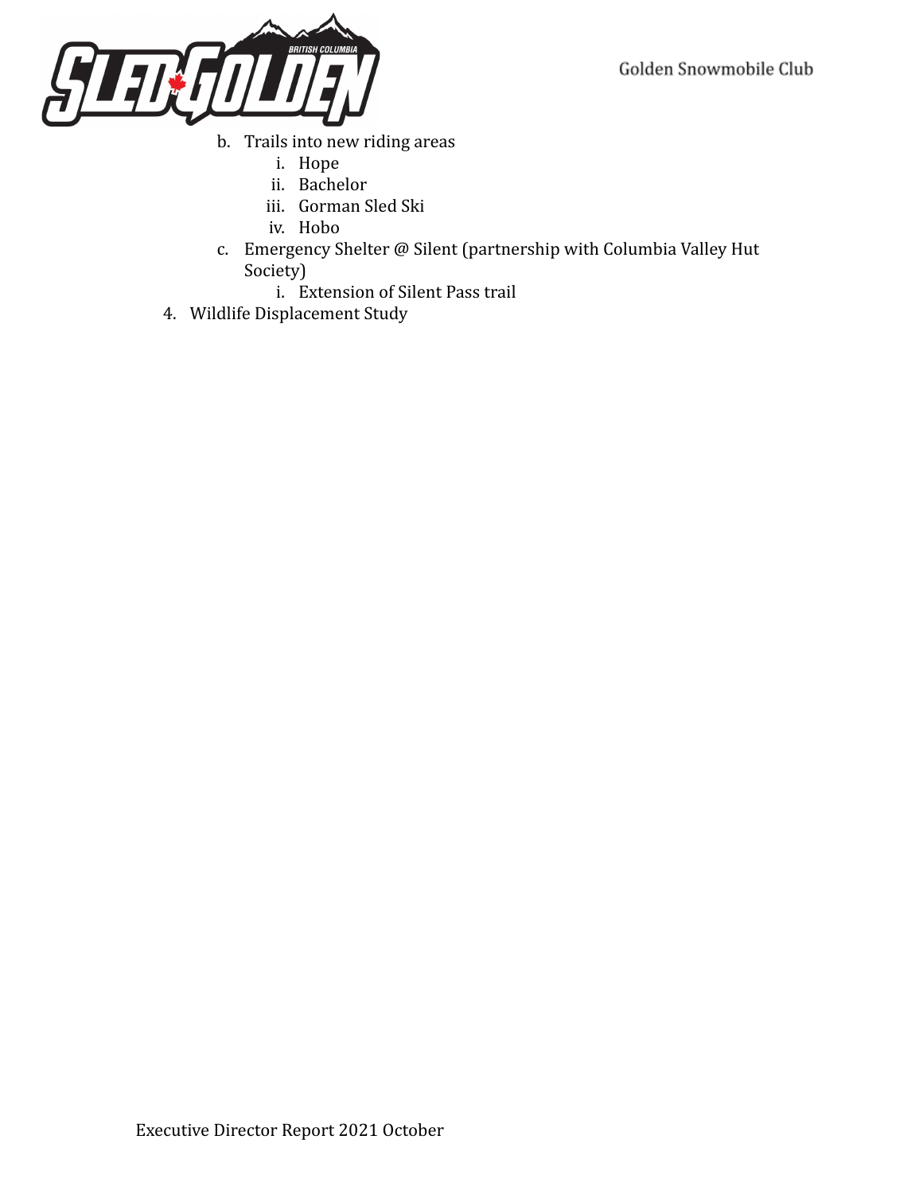b. Trails into new riding areas
      i. Hope
      ii. Bachelor
      iii. Gorman Sled Ski
      iv. Hobo
   c. Emergency Shelter @ Silent (partnership with Columbia Valley Hut Society)
      i. Extension of Silent Pass trail

4. Wildlife Displacement Study